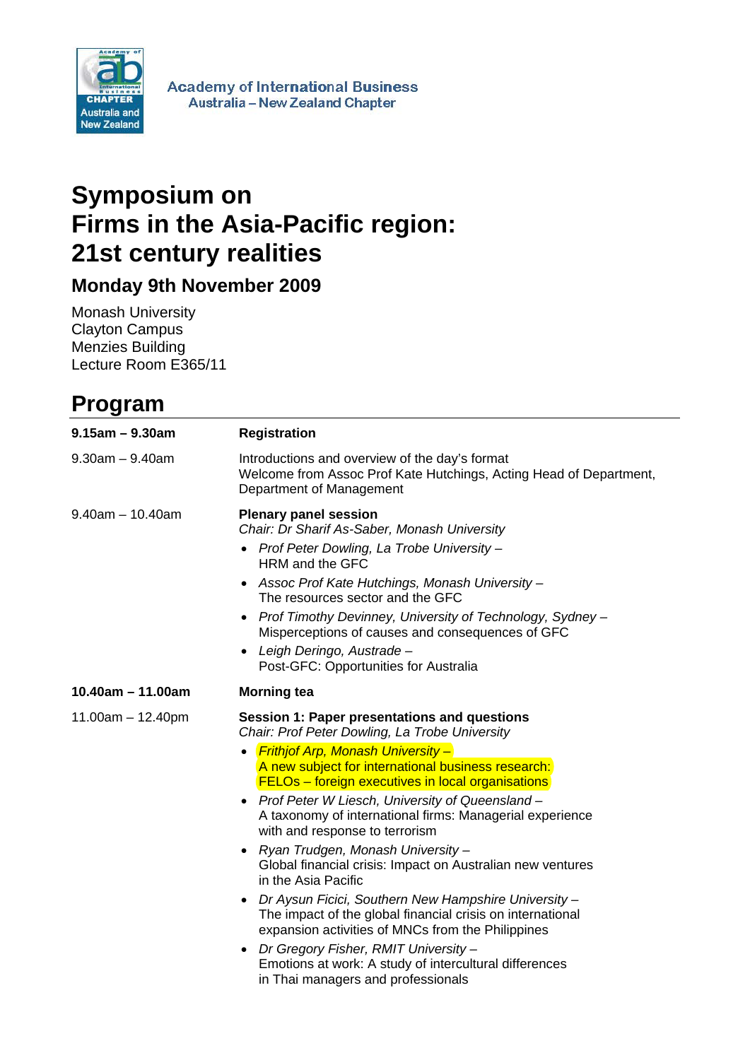Academy of International Business
Australia – New Zealand Chapter

# Symposium on Firms in the Asia-Pacific region: 21st century realities

## Monday 9th November 2009

Monash University
Clayton Campus
Menzies Building
Lecture Room E365/11

## Program

| | |
|---|---|
| **9.15am – 9.30am** | **Registration** |
| 9.30am – 9.40am | Introductions and overview of the day's format<br>Welcome from Assoc Prof Kate Hutchings, Acting Head of Department, Department of Management |
| 9.40am – 10.40am | **Plenary panel session**<br>*Chair: Dr Sharif As-Saber, Monash University*<br>• *Prof Peter Dowling, La Trobe University –* HRM and the GFC<br>• *Assoc Prof Kate Hutchings, Monash University –* The resources sector and the GFC<br>• *Prof Timothy Devinney, University of Technology, Sydney –* Misperceptions of causes and consequences of GFC<br>• *Leigh Deringo, Austrade –* Post-GFC: Opportunities for Australia |
| **10.40am – 11.00am** | **Morning tea** |
| 11.00am – 12.40pm | **Session 1: Paper presentations and questions**<br>*Chair: Prof Peter Dowling, La Trobe University*<br>• *Frithjof Arp, Monash University –* A new subject for international business research: FELOs – foreign executives in local organisations<br>• *Prof Peter W Liesch, University of Queensland –* A taxonomy of international firms: Managerial experience with and response to terrorism<br>• *Ryan Trudgen, Monash University –* Global financial crisis: Impact on Australian new ventures in the Asia Pacific<br>• *Dr Aysun Ficici, Southern New Hampshire University –* The impact of the global financial crisis on international expansion activities of MNCs from the Philippines<br>• *Dr Gregory Fisher, RMIT University –* Emotions at work: A study of intercultural differences in Thai managers and professionals |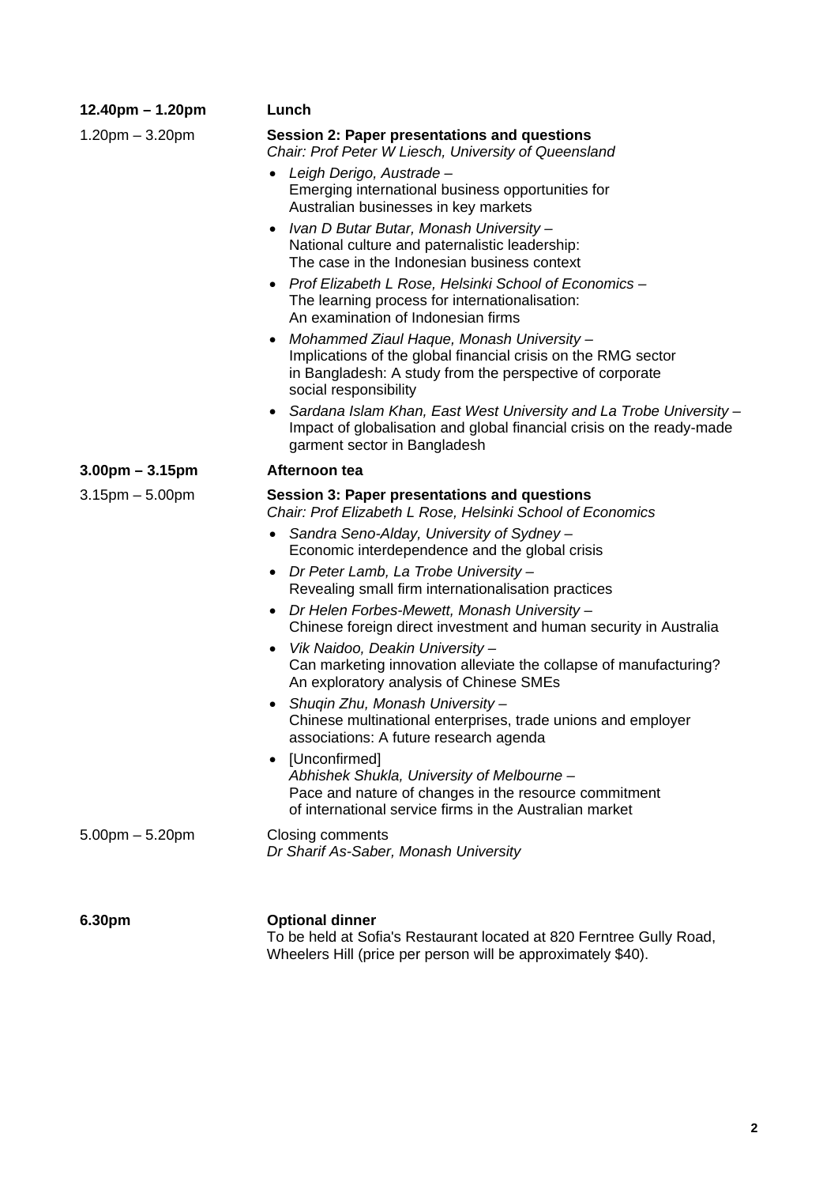| | |
|---|---|
| **12.40pm – 1.20pm** | **Lunch** |
| 1.20pm – 3.20pm | **Session 2: Paper presentations and questions**<br>*Chair: Prof Peter W Liesch, University of Queensland*<br>• *Leigh Derigo, Austrade –* Emerging international business opportunities for Australian businesses in key markets<br>• *Ivan D Butar Butar, Monash University –* National culture and paternalistic leadership: The case in the Indonesian business context<br>• *Prof Elizabeth L Rose, Helsinki School of Economics –* The learning process for internationalisation: An examination of Indonesian firms<br>• *Mohammed Ziaul Haque, Monash University –* Implications of the global financial crisis on the RMG sector in Bangladesh: A study from the perspective of corporate social responsibility<br>• *Sardana Islam Khan, East West University and La Trobe University –* Impact of globalisation and global financial crisis on the ready-made garment sector in Bangladesh |
| **3.00pm – 3.15pm** | **Afternoon tea** |
| 3.15pm – 5.00pm | **Session 3: Paper presentations and questions**<br>*Chair: Prof Elizabeth L Rose, Helsinki School of Economics*<br>• *Sandra Seno-Alday, University of Sydney –* Economic interdependence and the global crisis<br>• *Dr Peter Lamb, La Trobe University –* Revealing small firm internationalisation practices<br>• *Dr Helen Forbes-Mewett, Monash University –* Chinese foreign direct investment and human security in Australia<br>• *Vik Naidoo, Deakin University –* Can marketing innovation alleviate the collapse of manufacturing? An exploratory analysis of Chinese SMEs<br>• *Shuqin Zhu, Monash University –* Chinese multinational enterprises, trade unions and employer associations: A future research agenda<br>• [Unconfirmed] *Abhishek Shukla, University of Melbourne –* Pace and nature of changes in the resource commitment of international service firms in the Australian market |
| 5.00pm – 5.20pm | Closing comments<br>*Dr Sharif As-Saber, Monash University* |
| **6.30pm** | **Optional dinner**<br>To be held at Sofia's Restaurant located at 820 Ferntree Gully Road, Wheelers Hill (price per person will be approximately $40). |